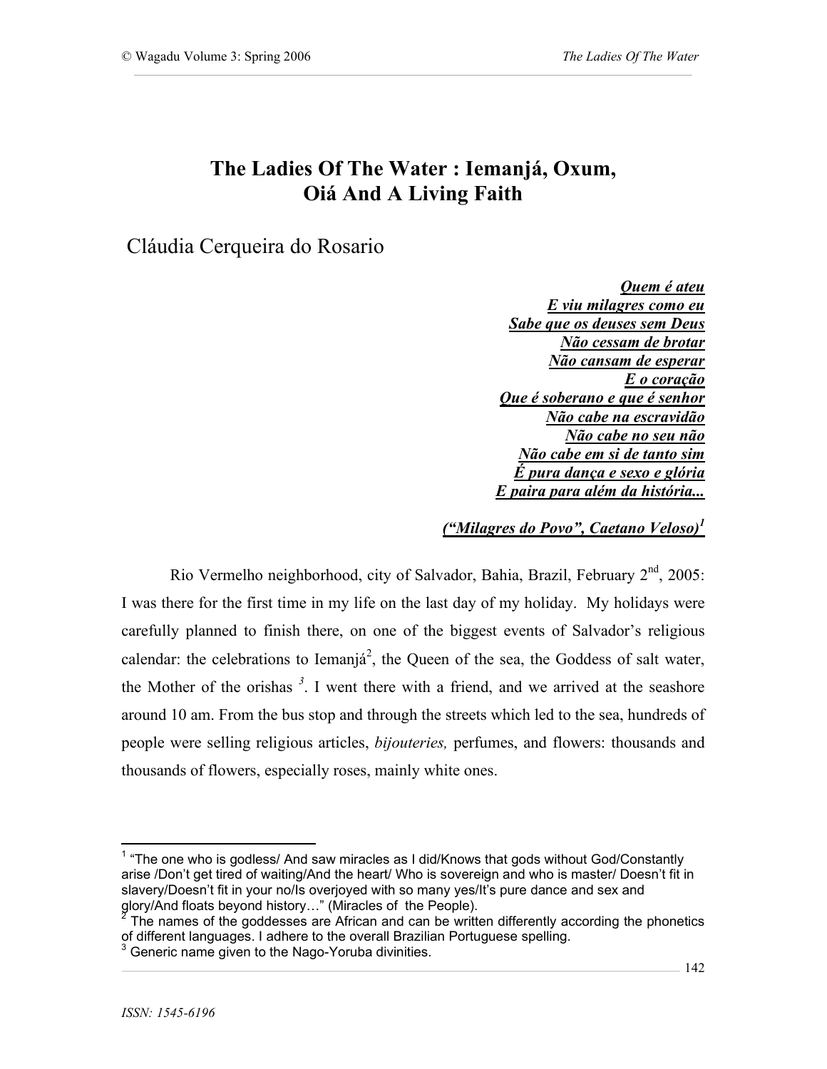# The Ladies Of The Water : Iemanjá, Oxum, Oiá And A Living Faith

Cláudia Cerqueira do Rosario

***Quem é ateu***  
***E viu milagres como eu***  
***Sabe que os deuses sem Deus***  
***Não cessam de brotar***  
***Não cansam de esperar***  
***E o coração***  
***Que é soberano e que é senhor***  
***Não cabe na escravidão***  
***Não cabe no seu não***  
***Não cabe em si de tanto sim***  
***É pura dança e sexo e glória***  
***E paira para além da história...***

***("Milagres do Povo", Caetano Veloso)***[1]

Rio Vermelho neighborhood, city of Salvador, Bahia, Brazil, February 2nd, 2005: I was there for the first time in my life on the last day of my holiday. My holidays were carefully planned to finish there, on one of the biggest events of Salvador's religious calendar: the celebrations to Iemanjá[2], the Queen of the sea, the Goddess of salt water, the Mother of the orishas [3]. I went there with a friend, and we arrived at the seashore around 10 am. From the bus stop and through the streets which led to the sea, hundreds of people were selling religious articles, *bijouteries,* perfumes, and flowers: thousands and thousands of flowers, especially roses, mainly white ones.

---

[1] "The one who is godless/ And saw miracles as I did/Knows that gods without God/Constantly arise /Don't get tired of waiting/And the heart/ Who is sovereign and who is master/ Doesn't fit in slavery/Doesn't fit in your no/Is overjoyed with so many yes/It's pure dance and sex and glory/And floats beyond history…" (Miracles of the People).

[2] The names of the goddesses are African and can be written differently according the phonetics of different languages. I adhere to the overall Brazilian Portuguese spelling.

[3] Generic name given to the Nago-Yoruba divinities.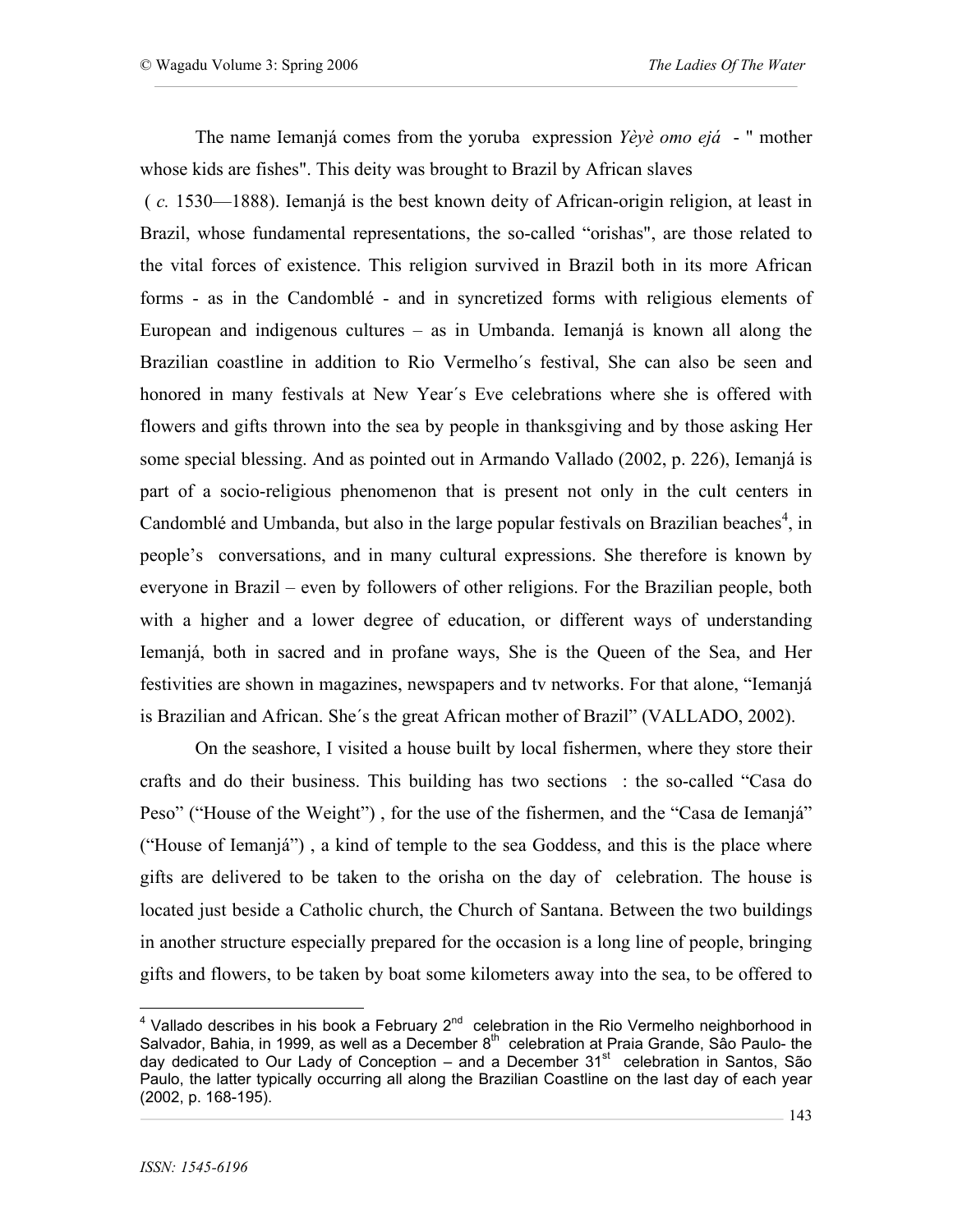The name Iemanjá comes from the yoruba expression *Yèyè omo ejá* - " mother whose kids are fishes". This deity was brought to Brazil by African slaves ( *c.* 1530—1888). Iemanjá is the best known deity of African-origin religion, at least in Brazil, whose fundamental representations, the so-called "orishas", are those related to the vital forces of existence. This religion survived in Brazil both in its more African forms - as in the Candomblé - and in syncretized forms with religious elements of European and indigenous cultures – as in Umbanda. Iemanjá is known all along the Brazilian coastline in addition to Rio Vermelho´s festival, She can also be seen and honored in many festivals at New Year´s Eve celebrations where she is offered with flowers and gifts thrown into the sea by people in thanksgiving and by those asking Her some special blessing. And as pointed out in Armando Vallado (2002, p. 226), Iemanjá is part of a socio-religious phenomenon that is present not only in the cult centers in Candomblé and Umbanda, but also in the large popular festivals on Brazilian beaches[4], in people's conversations, and in many cultural expressions. She therefore is known by everyone in Brazil – even by followers of other religions. For the Brazilian people, both with a higher and a lower degree of education, or different ways of understanding Iemanjá, both in sacred and in profane ways, She is the Queen of the Sea, and Her festivities are shown in magazines, newspapers and tv networks. For that alone, "Iemanjá is Brazilian and African. She´s the great African mother of Brazil" (VALLADO, 2002).

On the seashore, I visited a house built by local fishermen, where they store their crafts and do their business. This building has two sections : the so-called "Casa do Peso" ("House of the Weight") , for the use of the fishermen, and the "Casa de Iemanjá" ("House of Iemanjá") , a kind of temple to the sea Goddess, and this is the place where gifts are delivered to be taken to the orisha on the day of celebration. The house is located just beside a Catholic church, the Church of Santana. Between the two buildings in another structure especially prepared for the occasion is a long line of people, bringing gifts and flowers, to be taken by boat some kilometers away into the sea, to be offered to

[4] Vallado describes in his book a February 2nd celebration in the Rio Vermelho neighborhood in Salvador, Bahia, in 1999, as well as a December 8th celebration at Praia Grande, São Paulo- the day dedicated to Our Lady of Conception – and a December 31st celebration in Santos, São Paulo, the latter typically occurring all along the Brazilian Coastline on the last day of each year (2002, p. 168-195).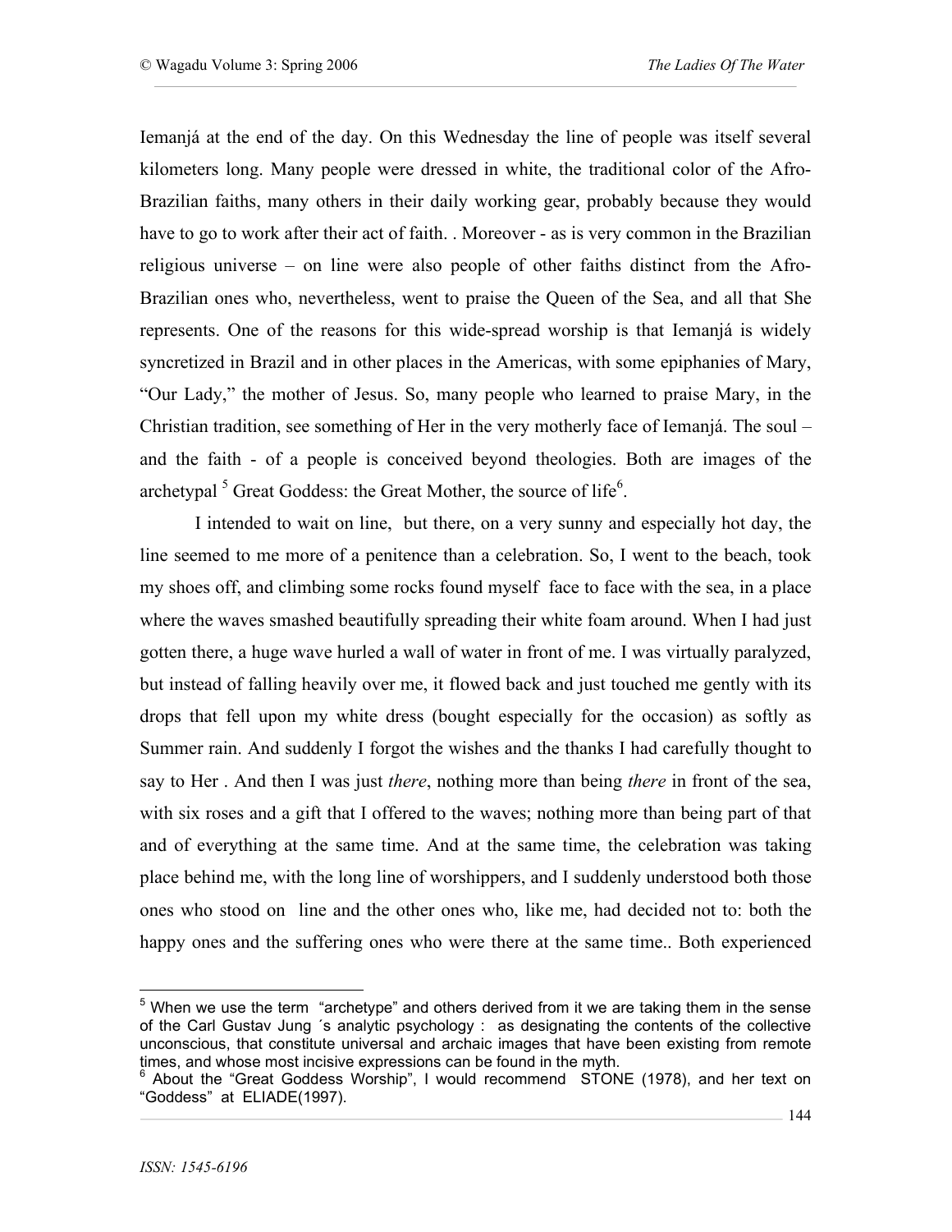Iemanjá at the end of the day. On this Wednesday the line of people was itself several kilometers long. Many people were dressed in white, the traditional color of the Afro-Brazilian faiths, many others in their daily working gear, probably because they would have to go to work after their act of faith. . Moreover - as is very common in the Brazilian religious universe – on line were also people of other faiths distinct from the Afro-Brazilian ones who, nevertheless, went to praise the Queen of the Sea, and all that She represents. One of the reasons for this wide-spread worship is that Iemanjá is widely syncretized in Brazil and in other places in the Americas, with some epiphanies of Mary, "Our Lady," the mother of Jesus. So, many people who learned to praise Mary, in the Christian tradition, see something of Her in the very motherly face of Iemanjá. The soul – and the faith - of a people is conceived beyond theologies. Both are images of the archetypal [5] Great Goddess: the Great Mother, the source of life[6].

I intended to wait on line, but there, on a very sunny and especially hot day, the line seemed to me more of a penitence than a celebration. So, I went to the beach, took my shoes off, and climbing some rocks found myself face to face with the sea, in a place where the waves smashed beautifully spreading their white foam around. When I had just gotten there, a huge wave hurled a wall of water in front of me. I was virtually paralyzed, but instead of falling heavily over me, it flowed back and just touched me gently with its drops that fell upon my white dress (bought especially for the occasion) as softly as Summer rain. And suddenly I forgot the wishes and the thanks I had carefully thought to say to Her . And then I was just *there*, nothing more than being *there* in front of the sea, with six roses and a gift that I offered to the waves; nothing more than being part of that and of everything at the same time. And at the same time, the celebration was taking place behind me, with the long line of worshippers, and I suddenly understood both those ones who stood on line and the other ones who, like me, had decided not to: both the happy ones and the suffering ones who were there at the same time.. Both experienced

---

[5] When we use the term "archetype" and others derived from it we are taking them in the sense of the Carl Gustav Jung ´s analytic psychology : as designating the contents of the collective unconscious, that constitute universal and archaic images that have been existing from remote times, and whose most incisive expressions can be found in the myth.

[6] About the "Great Goddess Worship", I would recommend STONE (1978), and her text on "Goddess" at ELIADE(1997).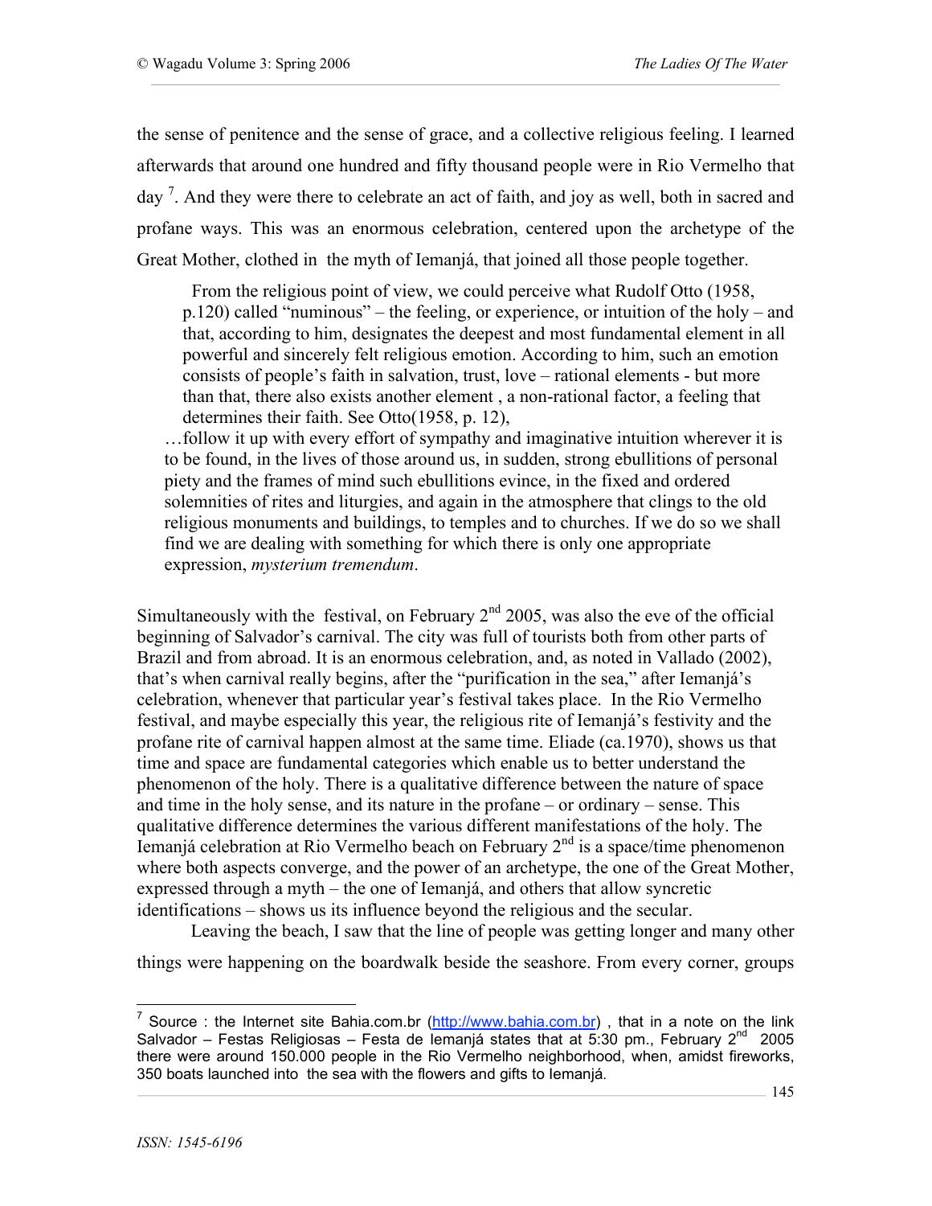the sense of penitence and the sense of grace, and a collective religious feeling. I learned afterwards that around one hundred and fifty thousand people were in Rio Vermelho that day [7]. And they were there to celebrate an act of faith, and joy as well, both in sacred and profane ways. This was an enormous celebration, centered upon the archetype of the Great Mother, clothed in the myth of Iemanjá, that joined all those people together.

> From the religious point of view, we could perceive what Rudolf Otto (1958, p.120) called "numinous" – the feeling, or experience, or intuition of the holy – and that, according to him, designates the deepest and most fundamental element in all powerful and sincerely felt religious emotion. According to him, such an emotion consists of people's faith in salvation, trust, love – rational elements - but more than that, there also exists another element , a non-rational factor, a feeling that determines their faith. See Otto(1958, p. 12),

> …follow it up with every effort of sympathy and imaginative intuition wherever it is to be found, in the lives of those around us, in sudden, strong ebullitions of personal piety and the frames of mind such ebullitions evince, in the fixed and ordered solemnities of rites and liturgies, and again in the atmosphere that clings to the old religious monuments and buildings, to temples and to churches. If we do so we shall find we are dealing with something for which there is only one appropriate expression, *mysterium tremendum*.

Simultaneously with the festival, on February 2nd 2005, was also the eve of the official beginning of Salvador's carnival. The city was full of tourists both from other parts of Brazil and from abroad. It is an enormous celebration, and, as noted in Vallado (2002), that's when carnival really begins, after the "purification in the sea," after Iemanjá's celebration, whenever that particular year's festival takes place. In the Rio Vermelho festival, and maybe especially this year, the religious rite of Iemanjá's festivity and the profane rite of carnival happen almost at the same time. Eliade (ca.1970), shows us that time and space are fundamental categories which enable us to better understand the phenomenon of the holy. There is a qualitative difference between the nature of space and time in the holy sense, and its nature in the profane – or ordinary – sense. This qualitative difference determines the various different manifestations of the holy. The Iemanjá celebration at Rio Vermelho beach on February 2nd is a space/time phenomenon where both aspects converge, and the power of an archetype, the one of the Great Mother, expressed through a myth – the one of Iemanjá, and others that allow syncretic identifications – shows us its influence beyond the religious and the secular.

Leaving the beach, I saw that the line of people was getting longer and many other things were happening on the boardwalk beside the seashore. From every corner, groups

---

[7] Source : the Internet site Bahia.com.br (http://www.bahia.com.br) , that in a note on the link Salvador – Festas Religiosas – Festa de Iemanjá states that at 5:30 pm., February 2nd 2005 there were around 150.000 people in the Rio Vermelho neighborhood, when, amidst fireworks, 350 boats launched into the sea with the flowers and gifts to Iemanjá.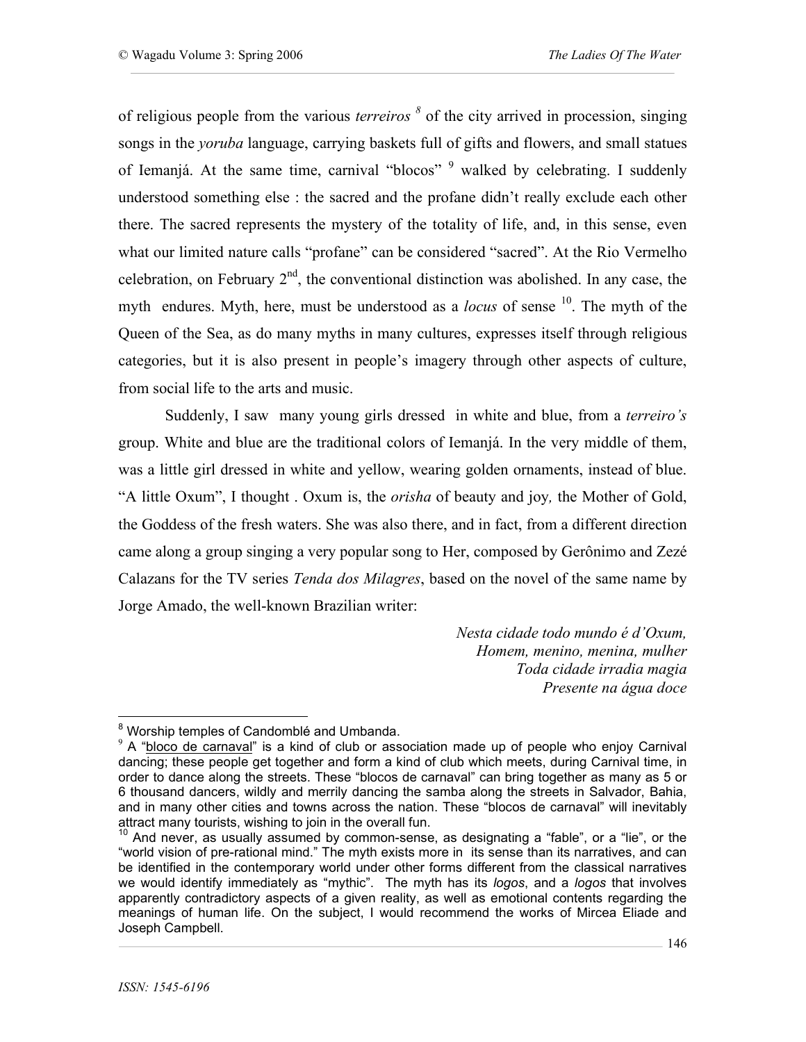of religious people from the various *terreiros* [8] of the city arrived in procession, singing songs in the *yoruba* language, carrying baskets full of gifts and flowers, and small statues of Iemanjá. At the same time, carnival "blocos" [9] walked by celebrating. I suddenly understood something else : the sacred and the profane didn't really exclude each other there. The sacred represents the mystery of the totality of life, and, in this sense, even what our limited nature calls "profane" can be considered "sacred". At the Rio Vermelho celebration, on February 2nd, the conventional distinction was abolished. In any case, the myth endures. Myth, here, must be understood as a *locus* of sense [10]. The myth of the Queen of the Sea, as do many myths in many cultures, expresses itself through religious categories, but it is also present in people's imagery through other aspects of culture, from social life to the arts and music.

Suddenly, I saw many young girls dressed in white and blue, from a *terreiro's* group. White and blue are the traditional colors of Iemanjá. In the very middle of them, was a little girl dressed in white and yellow, wearing golden ornaments, instead of blue. "A little Oxum", I thought . Oxum is, the *orisha* of beauty and joy*,* the Mother of Gold, the Goddess of the fresh waters. She was also there, and in fact, from a different direction came along a group singing a very popular song to Her, composed by Gerônimo and Zezé Calazans for the TV series *Tenda dos Milagres*, based on the novel of the same name by Jorge Amado, the well-known Brazilian writer:

*Nesta cidade todo mundo é d'Oxum,*
*Homem, menino, menina, mulher*
*Toda cidade irradia magia*
*Presente na água doce*

---

[8] Worship temples of Candomblé and Umbanda.

[9] A "bloco de carnaval" is a kind of club or association made up of people who enjoy Carnival dancing; these people get together and form a kind of club which meets, during Carnival time, in order to dance along the streets. These "blocos de carnaval" can bring together as many as 5 or 6 thousand dancers, wildly and merrily dancing the samba along the streets in Salvador, Bahia, and in many other cities and towns across the nation. These "blocos de carnaval" will inevitably attract many tourists, wishing to join in the overall fun.

[10] And never, as usually assumed by common-sense, as designating a "fable", or a "lie", or the "world vision of pre-rational mind." The myth exists more in its sense than its narratives, and can be identified in the contemporary world under other forms different from the classical narratives we would identify immediately as "mythic". The myth has its *logos*, and a *logos* that involves apparently contradictory aspects of a given reality, as well as emotional contents regarding the meanings of human life. On the subject, I would recommend the works of Mircea Eliade and Joseph Campbell.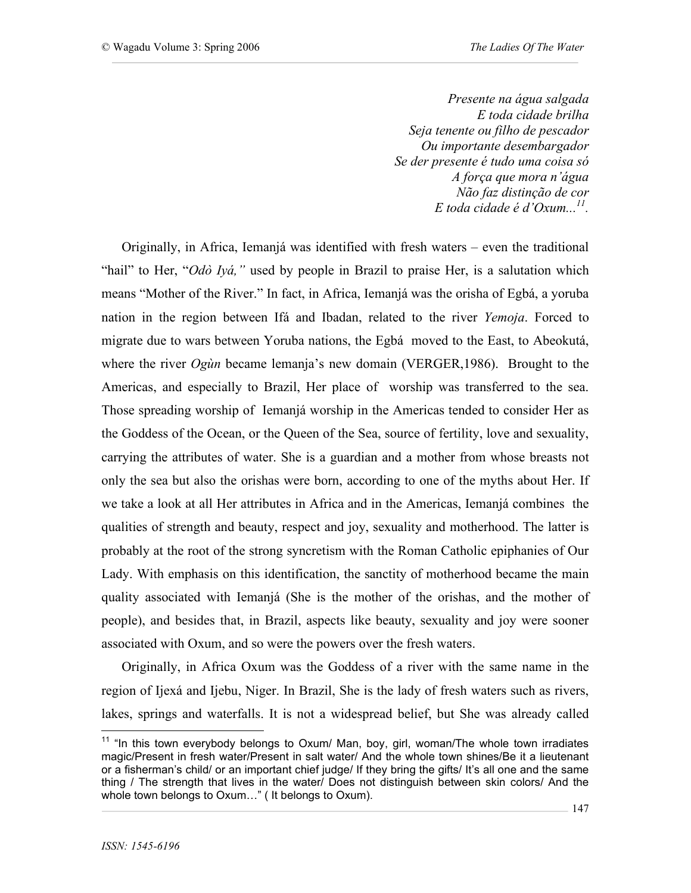*Presente na água salgada*
*E toda cidade brilha*
*Seja tenente ou filho de pescador*
*Ou importante desembargador*
*Se der presente é tudo uma coisa só*
*A força que mora n'água*
*Não faz distinção de cor*
*E toda cidade é d'Oxum...*[11].

Originally, in Africa, Iemanjá was identified with fresh waters – even the traditional "hail" to Her, "*Odò Iyá,"* used by people in Brazil to praise Her, is a salutation which means "Mother of the River." In fact, in Africa, Iemanjá was the orisha of Egbá, a yoruba nation in the region between Ifá and Ibadan, related to the river *Yemoja*. Forced to migrate due to wars between Yoruba nations, the Egbá moved to the East, to Abeokutá, where the river *Ogùn* became lemanja's new domain (VERGER,1986). Brought to the Americas, and especially to Brazil, Her place of worship was transferred to the sea. Those spreading worship of Iemanjá worship in the Americas tended to consider Her as the Goddess of the Ocean, or the Queen of the Sea, source of fertility, love and sexuality, carrying the attributes of water. She is a guardian and a mother from whose breasts not only the sea but also the orishas were born, according to one of the myths about Her. If we take a look at all Her attributes in Africa and in the Americas, Iemanjá combines the qualities of strength and beauty, respect and joy, sexuality and motherhood. The latter is probably at the root of the strong syncretism with the Roman Catholic epiphanies of Our Lady. With emphasis on this identification, the sanctity of motherhood became the main quality associated with Iemanjá (She is the mother of the orishas, and the mother of people), and besides that, in Brazil, aspects like beauty, sexuality and joy were sooner associated with Oxum, and so were the powers over the fresh waters.

Originally, in Africa Oxum was the Goddess of a river with the same name in the region of Ijexá and Ijebu, Niger. In Brazil, She is the lady of fresh waters such as rivers, lakes, springs and waterfalls. It is not a widespread belief, but She was already called

[11] "In this town everybody belongs to Oxum/ Man, boy, girl, woman/The whole town irradiates magic/Present in fresh water/Present in salt water/ And the whole town shines/Be it a lieutenant or a fisherman's child/ or an important chief judge/ If they bring the gifts/ It's all one and the same thing / The strength that lives in the water/ Does not distinguish between skin colors/ And the whole town belongs to Oxum…" ( It belongs to Oxum).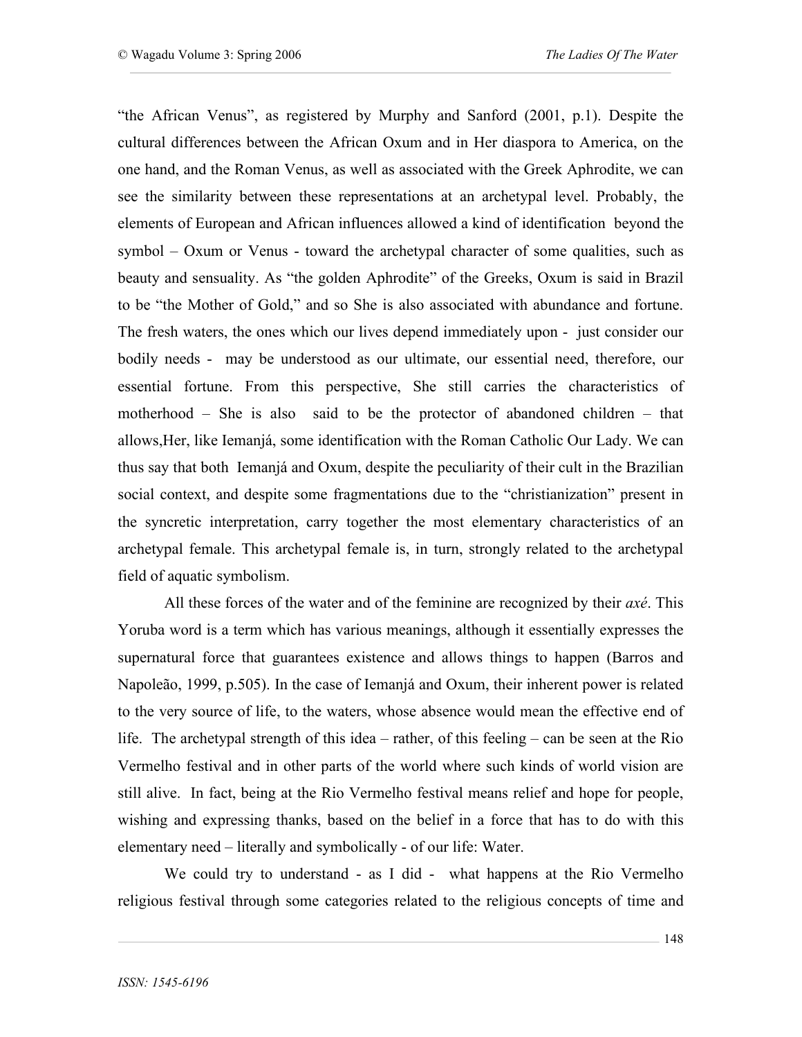"the African Venus", as registered by Murphy and Sanford (2001, p.1). Despite the cultural differences between the African Oxum and in Her diaspora to America, on the one hand, and the Roman Venus, as well as associated with the Greek Aphrodite, we can see the similarity between these representations at an archetypal level. Probably, the elements of European and African influences allowed a kind of identification beyond the symbol – Oxum or Venus - toward the archetypal character of some qualities, such as beauty and sensuality. As "the golden Aphrodite" of the Greeks, Oxum is said in Brazil to be "the Mother of Gold," and so She is also associated with abundance and fortune. The fresh waters, the ones which our lives depend immediately upon - just consider our bodily needs - may be understood as our ultimate, our essential need, therefore, our essential fortune. From this perspective, She still carries the characteristics of motherhood – She is also said to be the protector of abandoned children – that allows,Her, like Iemanjá, some identification with the Roman Catholic Our Lady. We can thus say that both Iemanjá and Oxum, despite the peculiarity of their cult in the Brazilian social context, and despite some fragmentations due to the "christianization" present in the syncretic interpretation, carry together the most elementary characteristics of an archetypal female. This archetypal female is, in turn, strongly related to the archetypal field of aquatic symbolism.

All these forces of the water and of the feminine are recognized by their *axé*. This Yoruba word is a term which has various meanings, although it essentially expresses the supernatural force that guarantees existence and allows things to happen (Barros and Napoleão, 1999, p.505). In the case of Iemanjá and Oxum, their inherent power is related to the very source of life, to the waters, whose absence would mean the effective end of life. The archetypal strength of this idea – rather, of this feeling – can be seen at the Rio Vermelho festival and in other parts of the world where such kinds of world vision are still alive. In fact, being at the Rio Vermelho festival means relief and hope for people, wishing and expressing thanks, based on the belief in a force that has to do with this elementary need – literally and symbolically - of our life: Water.

We could try to understand - as I did - what happens at the Rio Vermelho religious festival through some categories related to the religious concepts of time and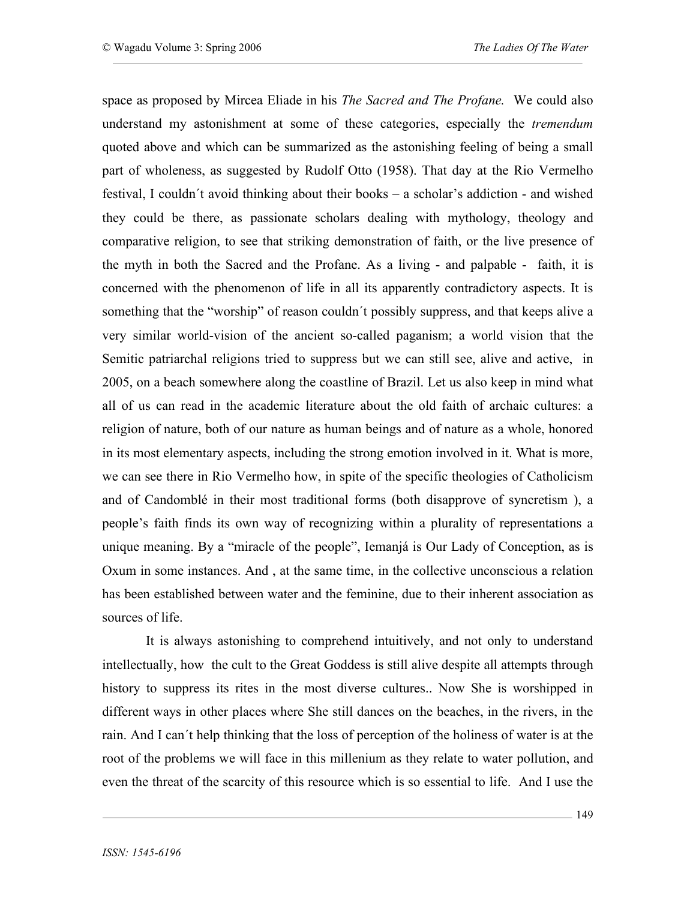space as proposed by Mircea Eliade in his *The Sacred and The Profane.* We could also understand my astonishment at some of these categories, especially the *tremendum* quoted above and which can be summarized as the astonishing feeling of being a small part of wholeness, as suggested by Rudolf Otto (1958). That day at the Rio Vermelho festival, I couldn´t avoid thinking about their books – a scholar's addiction - and wished they could be there, as passionate scholars dealing with mythology, theology and comparative religion, to see that striking demonstration of faith, or the live presence of the myth in both the Sacred and the Profane. As a living - and palpable - faith, it is concerned with the phenomenon of life in all its apparently contradictory aspects. It is something that the "worship" of reason couldn´t possibly suppress, and that keeps alive a very similar world-vision of the ancient so-called paganism; a world vision that the Semitic patriarchal religions tried to suppress but we can still see, alive and active, in 2005, on a beach somewhere along the coastline of Brazil. Let us also keep in mind what all of us can read in the academic literature about the old faith of archaic cultures: a religion of nature, both of our nature as human beings and of nature as a whole, honored in its most elementary aspects, including the strong emotion involved in it. What is more, we can see there in Rio Vermelho how, in spite of the specific theologies of Catholicism and of Candomblé in their most traditional forms (both disapprove of syncretism ), a people's faith finds its own way of recognizing within a plurality of representations a unique meaning. By a "miracle of the people", Iemanjá is Our Lady of Conception, as is Oxum in some instances. And , at the same time, in the collective unconscious a relation has been established between water and the feminine, due to their inherent association as sources of life.

It is always astonishing to comprehend intuitively, and not only to understand intellectually, how the cult to the Great Goddess is still alive despite all attempts through history to suppress its rites in the most diverse cultures.. Now She is worshipped in different ways in other places where She still dances on the beaches, in the rivers, in the rain. And I can´t help thinking that the loss of perception of the holiness of water is at the root of the problems we will face in this millenium as they relate to water pollution, and even the threat of the scarcity of this resource which is so essential to life. And I use the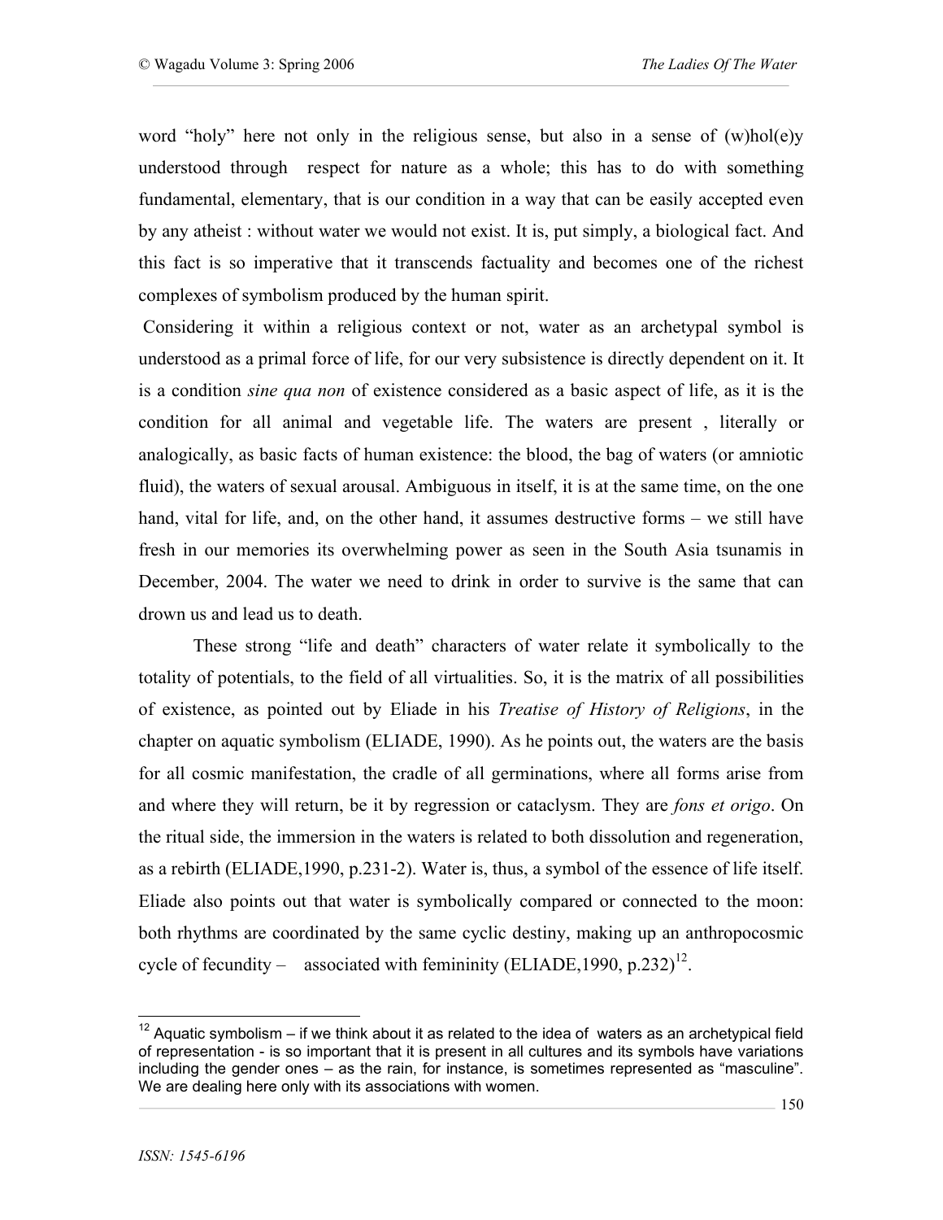word "holy" here not only in the religious sense, but also in a sense of (w)hol(e)y understood through respect for nature as a whole; this has to do with something fundamental, elementary, that is our condition in a way that can be easily accepted even by any atheist : without water we would not exist. It is, put simply, a biological fact. And this fact is so imperative that it transcends factuality and becomes one of the richest complexes of symbolism produced by the human spirit.

Considering it within a religious context or not, water as an archetypal symbol is understood as a primal force of life, for our very subsistence is directly dependent on it. It is a condition *sine qua non* of existence considered as a basic aspect of life, as it is the condition for all animal and vegetable life. The waters are present , literally or analogically, as basic facts of human existence: the blood, the bag of waters (or amniotic fluid), the waters of sexual arousal. Ambiguous in itself, it is at the same time, on the one hand, vital for life, and, on the other hand, it assumes destructive forms – we still have fresh in our memories its overwhelming power as seen in the South Asia tsunamis in December, 2004. The water we need to drink in order to survive is the same that can drown us and lead us to death.

These strong "life and death" characters of water relate it symbolically to the totality of potentials, to the field of all virtualities. So, it is the matrix of all possibilities of existence, as pointed out by Eliade in his *Treatise of History of Religions*, in the chapter on aquatic symbolism (ELIADE, 1990). As he points out, the waters are the basis for all cosmic manifestation, the cradle of all germinations, where all forms arise from and where they will return, be it by regression or cataclysm. They are *fons et origo*. On the ritual side, the immersion in the waters is related to both dissolution and regeneration, as a rebirth (ELIADE,1990, p.231-2). Water is, thus, a symbol of the essence of life itself. Eliade also points out that water is symbolically compared or connected to the moon: both rhythms are coordinated by the same cyclic destiny, making up an anthropocosmic cycle of fecundity – associated with femininity (ELIADE,1990, p.232)[12].

---

[12] Aquatic symbolism – if we think about it as related to the idea of waters as an archetypical field of representation - is so important that it is present in all cultures and its symbols have variations including the gender ones – as the rain, for instance, is sometimes represented as "masculine". We are dealing here only with its associations with women.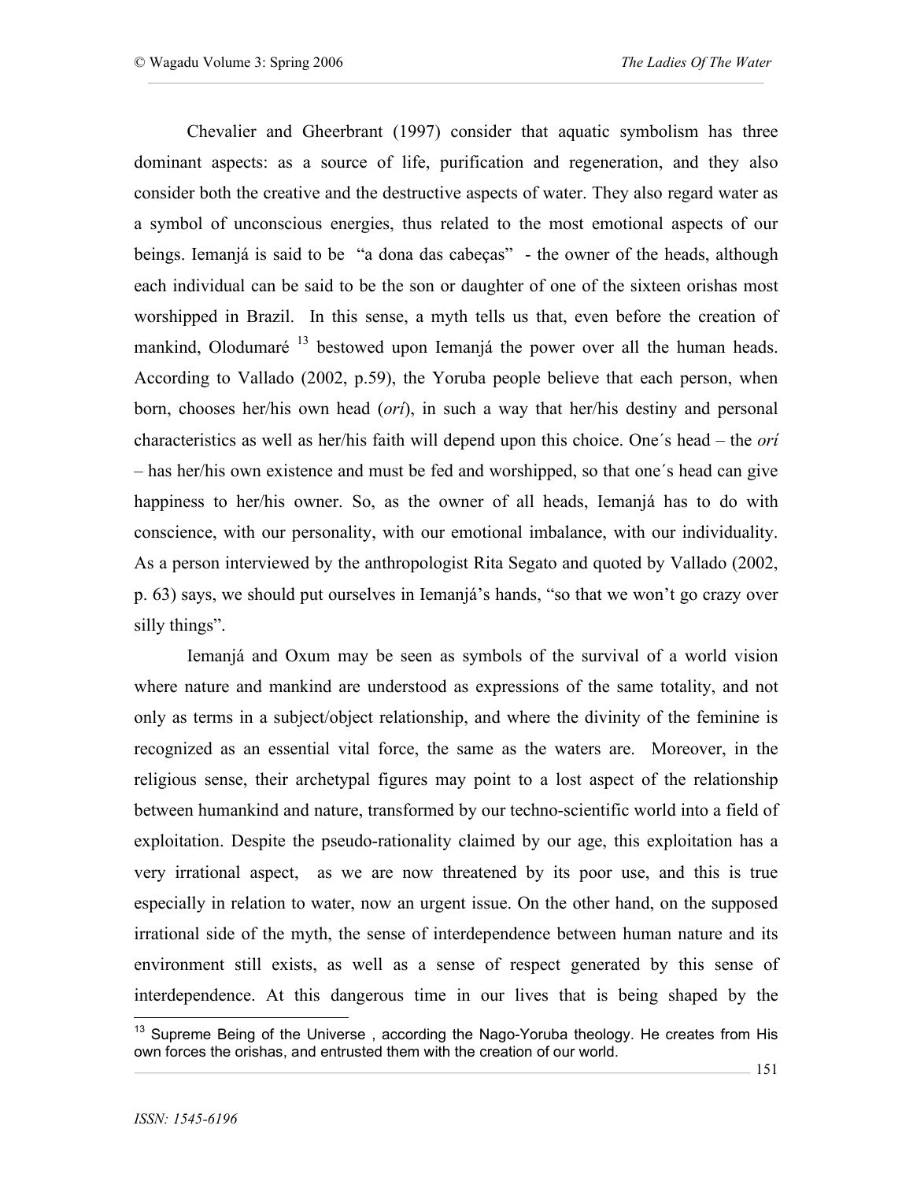Chevalier and Gheerbrant (1997) consider that aquatic symbolism has three dominant aspects: as a source of life, purification and regeneration, and they also consider both the creative and the destructive aspects of water. They also regard water as a symbol of unconscious energies, thus related to the most emotional aspects of our beings. Iemanjá is said to be "a dona das cabeças" - the owner of the heads, although each individual can be said to be the son or daughter of one of the sixteen orishas most worshipped in Brazil. In this sense, a myth tells us that, even before the creation of mankind, Olodumaré [13] bestowed upon Iemanjá the power over all the human heads. According to Vallado (2002, p.59), the Yoruba people believe that each person, when born, chooses her/his own head (*orí*), in such a way that her/his destiny and personal characteristics as well as her/his faith will depend upon this choice. One´s head – the *orí* – has her/his own existence and must be fed and worshipped, so that one´s head can give happiness to her/his owner. So, as the owner of all heads, Iemanjá has to do with conscience, with our personality, with our emotional imbalance, with our individuality. As a person interviewed by the anthropologist Rita Segato and quoted by Vallado (2002, p. 63) says, we should put ourselves in Iemanjá's hands, "so that we won't go crazy over silly things".

Iemanjá and Oxum may be seen as symbols of the survival of a world vision where nature and mankind are understood as expressions of the same totality, and not only as terms in a subject/object relationship, and where the divinity of the feminine is recognized as an essential vital force, the same as the waters are. Moreover, in the religious sense, their archetypal figures may point to a lost aspect of the relationship between humankind and nature, transformed by our techno-scientific world into a field of exploitation. Despite the pseudo-rationality claimed by our age, this exploitation has a very irrational aspect, as we are now threatened by its poor use, and this is true especially in relation to water, now an urgent issue. On the other hand, on the supposed irrational side of the myth, the sense of interdependence between human nature and its environment still exists, as well as a sense of respect generated by this sense of interdependence. At this dangerous time in our lives that is being shaped by the

[13] Supreme Being of the Universe , according the Nago-Yoruba theology. He creates from His own forces the orishas, and entrusted them with the creation of our world.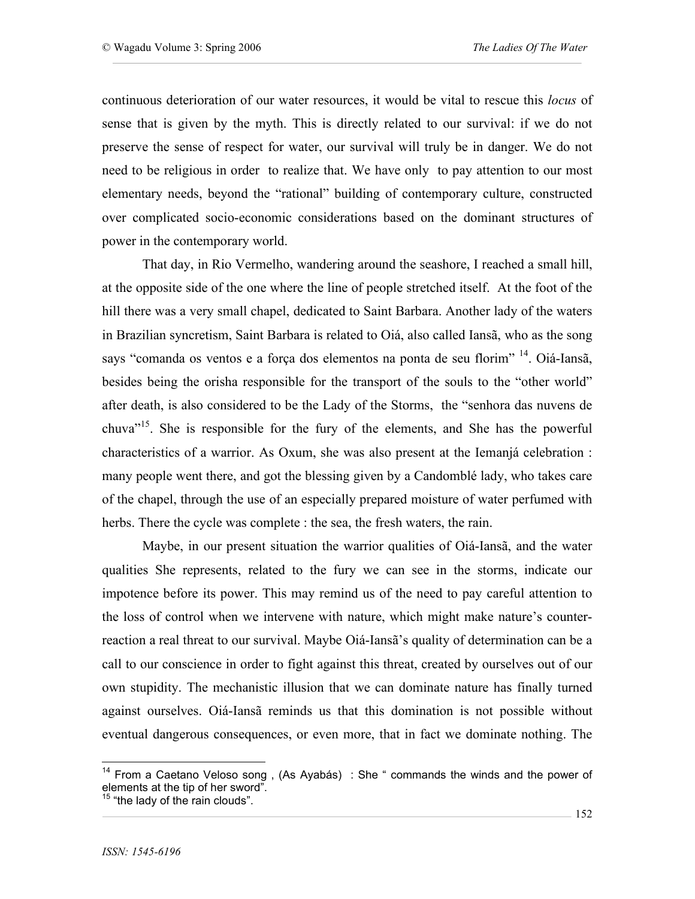continuous deterioration of our water resources, it would be vital to rescue this *locus* of sense that is given by the myth. This is directly related to our survival: if we do not preserve the sense of respect for water, our survival will truly be in danger. We do not need to be religious in order to realize that. We have only to pay attention to our most elementary needs, beyond the "rational" building of contemporary culture, constructed over complicated socio-economic considerations based on the dominant structures of power in the contemporary world.

That day, in Rio Vermelho, wandering around the seashore, I reached a small hill, at the opposite side of the one where the line of people stretched itself. At the foot of the hill there was a very small chapel, dedicated to Saint Barbara. Another lady of the waters in Brazilian syncretism, Saint Barbara is related to Oiá, also called Iansã, who as the song says "comanda os ventos e a força dos elementos na ponta de seu florim" [14]. Oiá-Iansã, besides being the orisha responsible for the transport of the souls to the "other world" after death, is also considered to be the Lady of the Storms, the "senhora das nuvens de chuva"[15]. She is responsible for the fury of the elements, and She has the powerful characteristics of a warrior. As Oxum, she was also present at the Iemanjá celebration : many people went there, and got the blessing given by a Candomblé lady, who takes care of the chapel, through the use of an especially prepared moisture of water perfumed with herbs. There the cycle was complete : the sea, the fresh waters, the rain.

Maybe, in our present situation the warrior qualities of Oiá-Iansã, and the water qualities She represents, related to the fury we can see in the storms, indicate our impotence before its power. This may remind us of the need to pay careful attention to the loss of control when we intervene with nature, which might make nature's counter-reaction a real threat to our survival. Maybe Oiá-Iansã's quality of determination can be a call to our conscience in order to fight against this threat, created by ourselves out of our own stupidity. The mechanistic illusion that we can dominate nature has finally turned against ourselves. Oiá-Iansã reminds us that this domination is not possible without eventual dangerous consequences, or even more, that in fact we dominate nothing. The

[14] From a Caetano Veloso song , (As Ayabás) : She " commands the winds and the power of elements at the tip of her sword".

[15] "the lady of the rain clouds".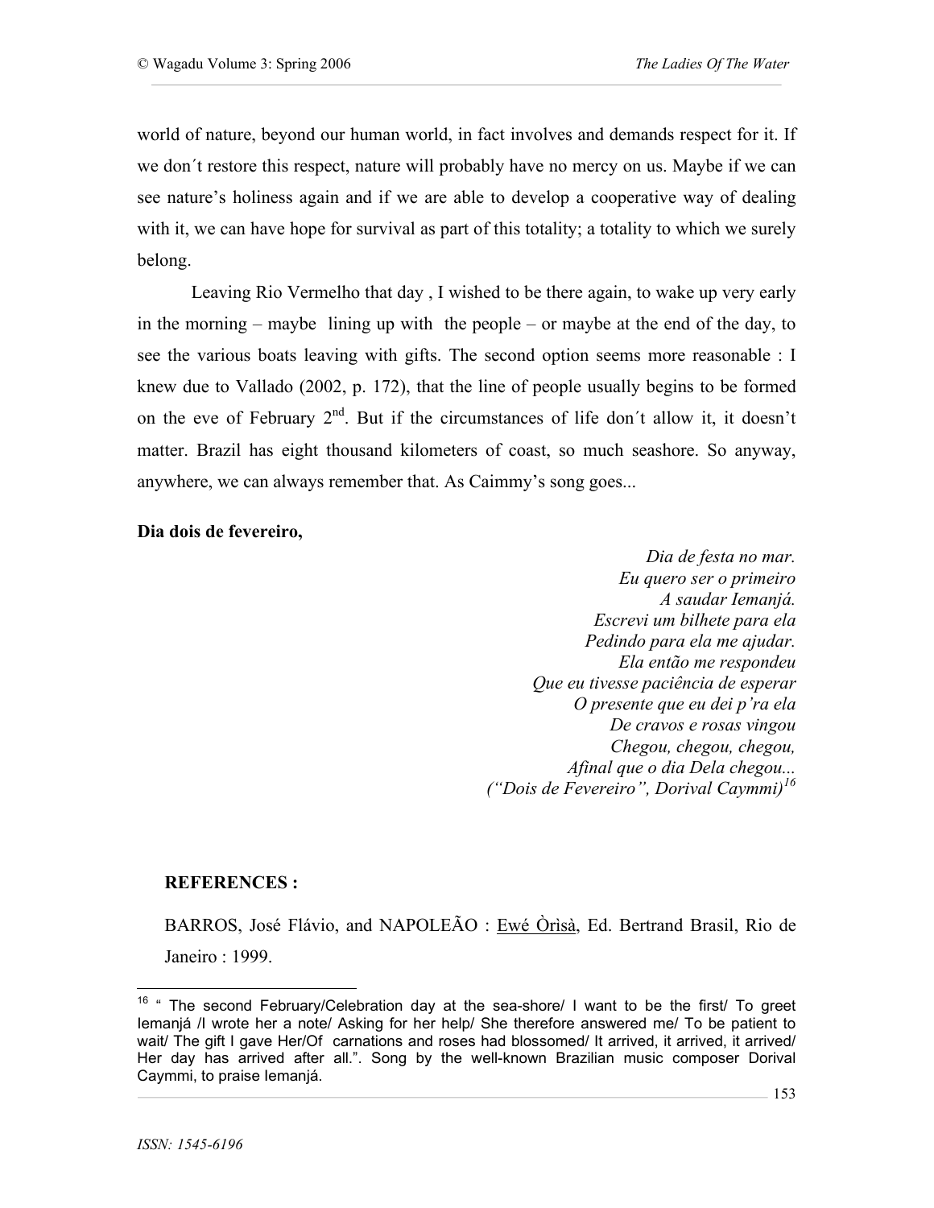world of nature, beyond our human world, in fact involves and demands respect for it. If we don´t restore this respect, nature will probably have no mercy on us. Maybe if we can see nature's holiness again and if we are able to develop a cooperative way of dealing with it, we can have hope for survival as part of this totality; a totality to which we surely belong.

Leaving Rio Vermelho that day , I wished to be there again, to wake up very early in the morning – maybe lining up with the people – or maybe at the end of the day, to see the various boats leaving with gifts. The second option seems more reasonable : I knew due to Vallado (2002, p. 172), that the line of people usually begins to be formed on the eve of February 2nd. But if the circumstances of life don´t allow it, it doesn't matter. Brazil has eight thousand kilometers of coast, so much seashore. So anyway, anywhere, we can always remember that. As Caimmy's song goes...

**Dia dois de fevereiro,**

*Dia de festa no mar.*
*Eu quero ser o primeiro*
*A saudar Iemanjá.*
*Escrevi um bilhete para ela*
*Pedindo para ela me ajudar.*
*Ela então me respondeu*
*Que eu tivesse paciência de esperar*
*O presente que eu dei p'ra ela*
*De cravos e rosas vingou*
*Chegou, chegou, chegou,*
*Afinal que o dia Dela chegou...*
*("Dois de Fevereiro", Dorival Caymmi)*[16]

**REFERENCES :**

BARROS, José Flávio, and NAPOLEÃO : Ewé Òrìsà, Ed. Bertrand Brasil, Rio de Janeiro : 1999.

[16] " The second February/Celebration day at the sea-shore/ I want to be the first/ To greet Iemanjá /I wrote her a note/ Asking for her help/ She therefore answered me/ To be patient to wait/ The gift I gave Her/Of carnations and roses had blossomed/ It arrived, it arrived, it arrived/ Her day has arrived after all.". Song by the well-known Brazilian music composer Dorival Caymmi, to praise Iemanjá.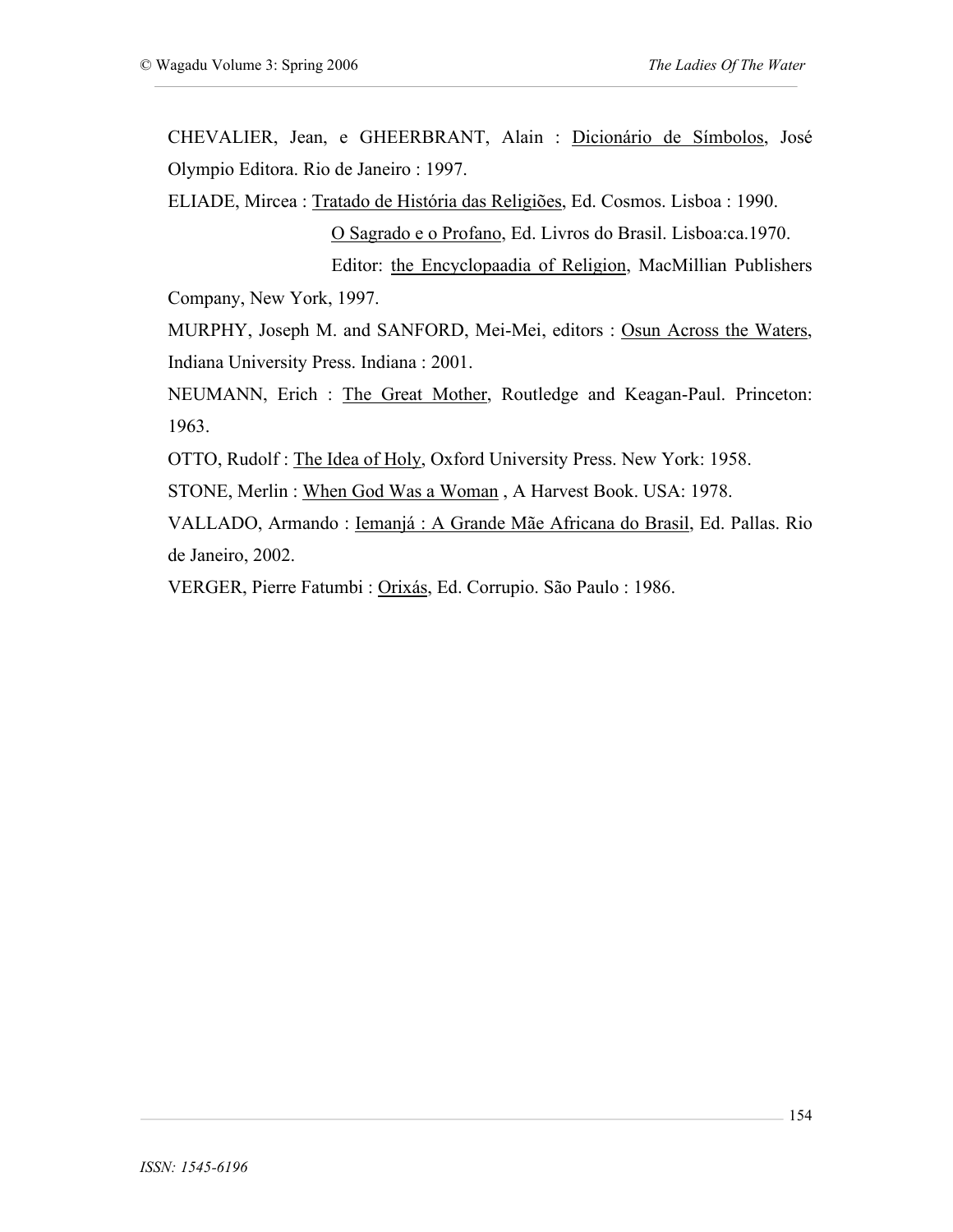CHEVALIER, Jean, e GHEERBRANT, Alain : Dicionário de Símbolos, José Olympio Editora. Rio de Janeiro : 1997.

ELIADE, Mircea : Tratado de História das Religiões, Ed. Cosmos. Lisboa : 1990.

O Sagrado e o Profano, Ed. Livros do Brasil. Lisboa:ca.1970.

Editor: the Encyclopaadia of Religion, MacMillian Publishers Company, New York, 1997.

MURPHY, Joseph M. and SANFORD, Mei-Mei, editors : Osun Across the Waters, Indiana University Press. Indiana : 2001.

NEUMANN, Erich : The Great Mother, Routledge and Keagan-Paul. Princeton: 1963.

OTTO, Rudolf : The Idea of Holy, Oxford University Press. New York: 1958.

STONE, Merlin : When God Was a Woman , A Harvest Book. USA: 1978.

VALLADO, Armando : Iemanjá : A Grande Mãe Africana do Brasil, Ed. Pallas. Rio de Janeiro, 2002.

VERGER, Pierre Fatumbi : Orixás, Ed. Corrupio. São Paulo : 1986.